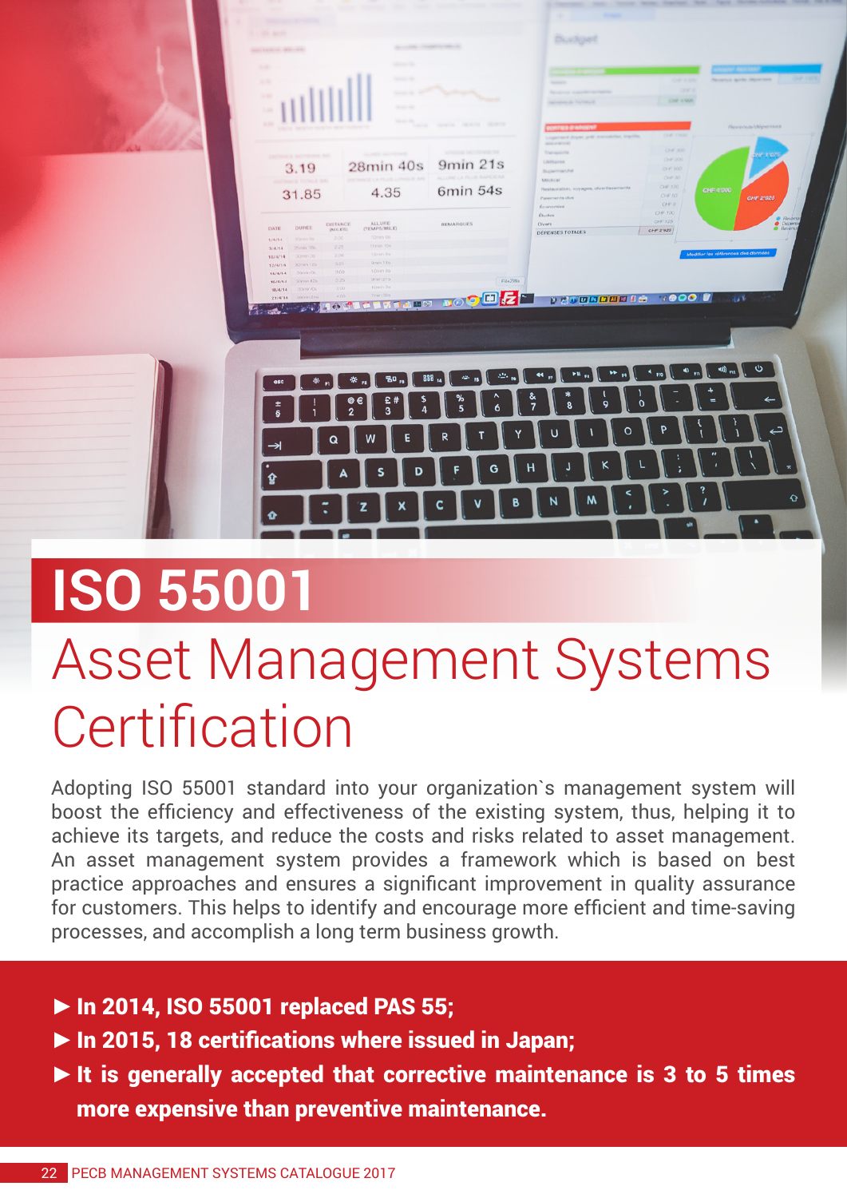# ISO 55001

## Asset Management Systems Certification

Adopting ISO 55001 standard into your organization`s management system will boost the efficiency and effectiveness of the existing system, thus, helping it to achieve its targets, and reduce the costs and risks related to asset management. An asset management system provides a framework which is based on best practice approaches and ensures a significant improvement in quality assurance for customers. This helps to identify and encourage more efficient and time-saving processes, and accomplish a long term business growth.

- **In 2014, ISO 55001 replaced PAS 55;**
- **In 2015, 18 certifications where issued in Japan;**
- **It is generally accepted that corrective maintenance is 3 to 5 times more expensive than preventive maintenance.**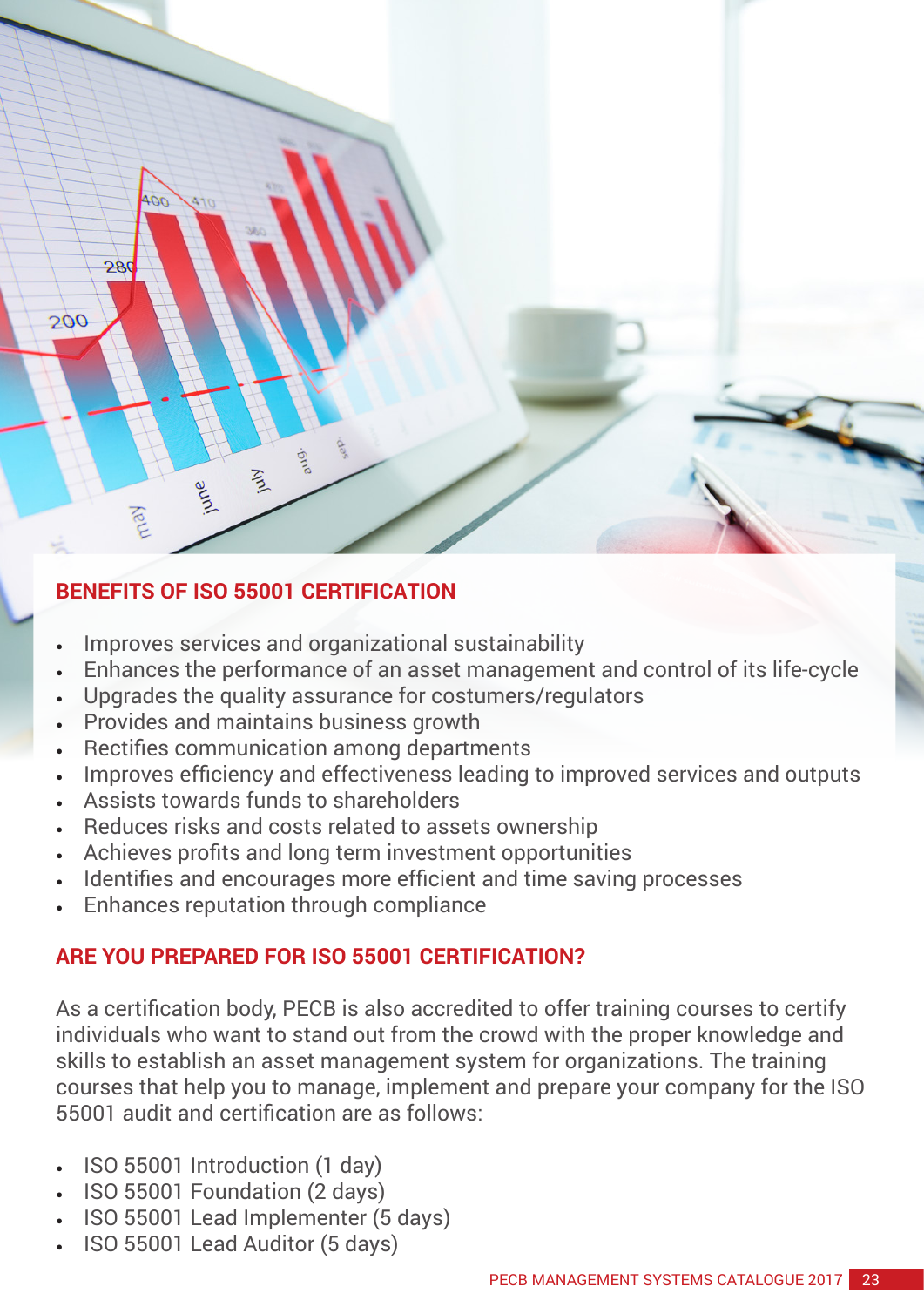## BENEFITS OF ISO 55001 CERTIFICATION

- Improves services and organizational sustainability
- Enhances the performance of an asset management and control of its life-cycle
- Upgrades the quality assurance for costumers/regulators
- Provides and maintains business growth
- Rectifies communication among departments
- Improves efficiency and effectiveness leading to improved services and outputs
- Assists towards funds to shareholders
- Reduces risks and costs related to assets ownership
- Achieves profits and long term investment opportunities
- Identifies and encourages more efficient and time saving processes
- Enhances reputation through compliance

## ARE YOU PREPARED FOR ISO 55001 CERTIFICATION?

As a certification body, PECB is also accredited to offer training courses to certify individuals who want to stand out from the crowd with the proper knowledge and skills to establish an asset management system for organizations. The training courses that help you to manage, implement and prepare your company for the ISO 55001 audit and certification are as follows:

- ISO 55001 Introduction (1 day)
- ISO 55001 Foundation (2 days)
- ISO 55001 Lead Implementer (5 days)
- ISO 55001 Lead Auditor (5 days)